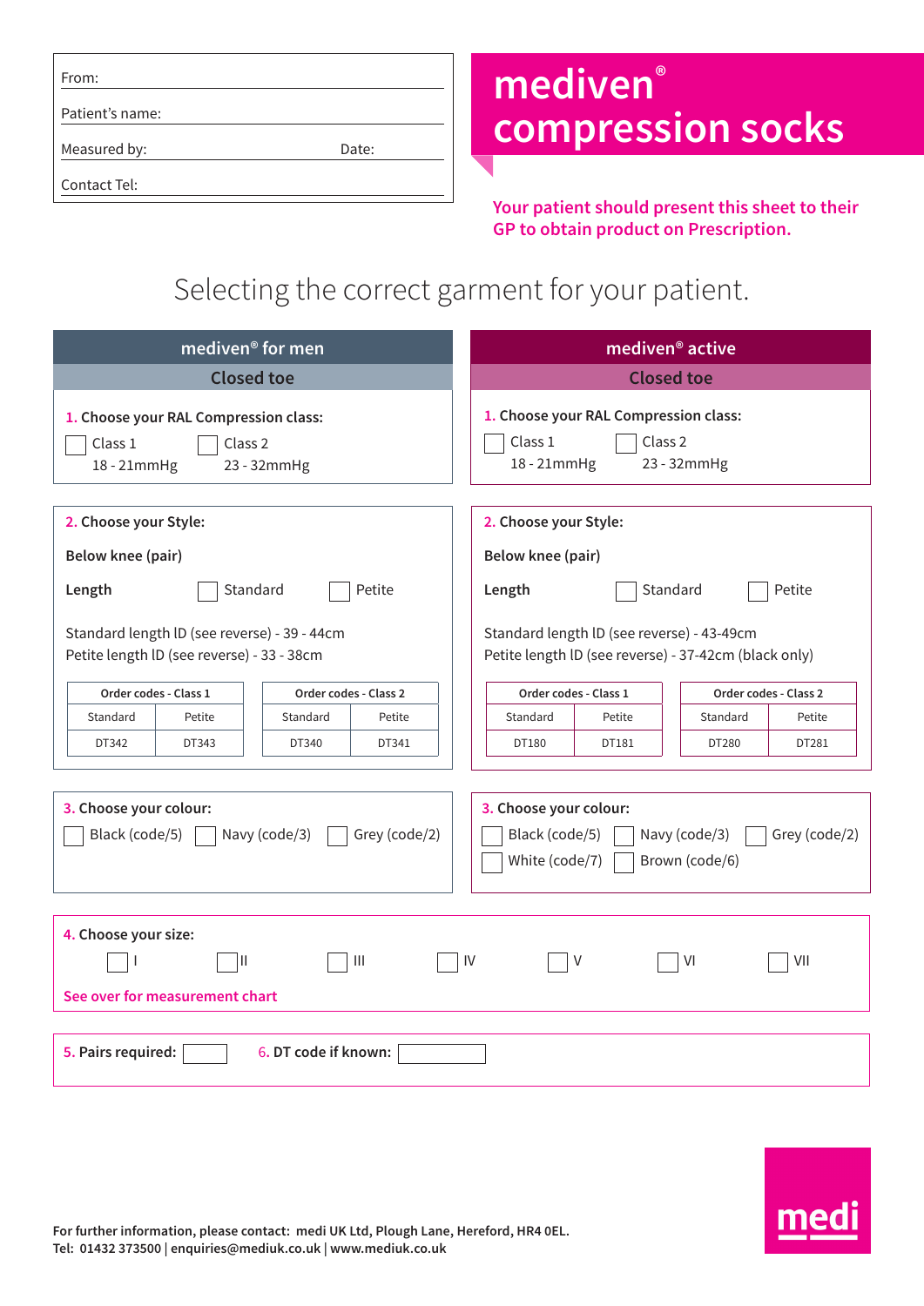From:

Patient's name:

Measured by: Date:

Contact Tel:

# mediven® compression socks

**Your patient should present this sheet to their GP to obtain product on Prescription.**

## Selecting the correct garment for your patient.

### mediven® for men

**Closed toe**

**1. Choose your RAL Compression class:**

- ☐ Class 1 18 - 21mmHg
- ☐ Class 2 23 - 32mmHg

**2. Choose your Style:**

**Below knee (pair)**

**Length** ☐ Standard ☐ Petite

Standard length lD (see reverse) - 39 - 44cm
Petite length lD (see reverse) - 33 - 38cm

| Order codes - Class 1 | | Order codes - Class 2 | |
|---|---|---|---|
| Standard | Petite | Standard | Petite |
| DT342 | DT343 | DT340 | DT341 |

**3. Choose your colour:**

☐ Black (code/5) ☐ Navy (code/3) ☐ Grey (code/2)

### mediven® active

**Closed toe**

**1. Choose your RAL Compression class:**

- ☐ Class 1 18 - 21mmHg
- ☐ Class 2 23 - 32mmHg

**2. Choose your Style:**

**Below knee (pair)**

**Length** ☐ Standard ☐ Petite

Standard length lD (see reverse) - 43-49cm
Petite length lD (see reverse) - 37-42cm (black only)

| Order codes - Class 1 | | Order codes - Class 2 | |
|---|---|---|---|
| Standard | Petite | Standard | Petite |
| DT180 | DT181 | DT280 | DT281 |

**3. Choose your colour:**

☐ Black (code/5) ☐ Navy (code/3) ☐ Grey (code/2)
☐ White (code/7) ☐ Brown (code/6)

**4. Choose your size:**

☐ I ☐ II ☐ III ☐ IV ☐ V ☐ VI ☐ VII

See over for measurement chart

**5. Pairs required:** ☐ **6. DT code if known:** ☐

**For further information, please contact: medi UK Ltd, Plough Lane, Hereford, HR4 0EL.**
**Tel: 01432 373500 | enquiries@mediuk.co.uk | www.mediuk.co.uk**

medi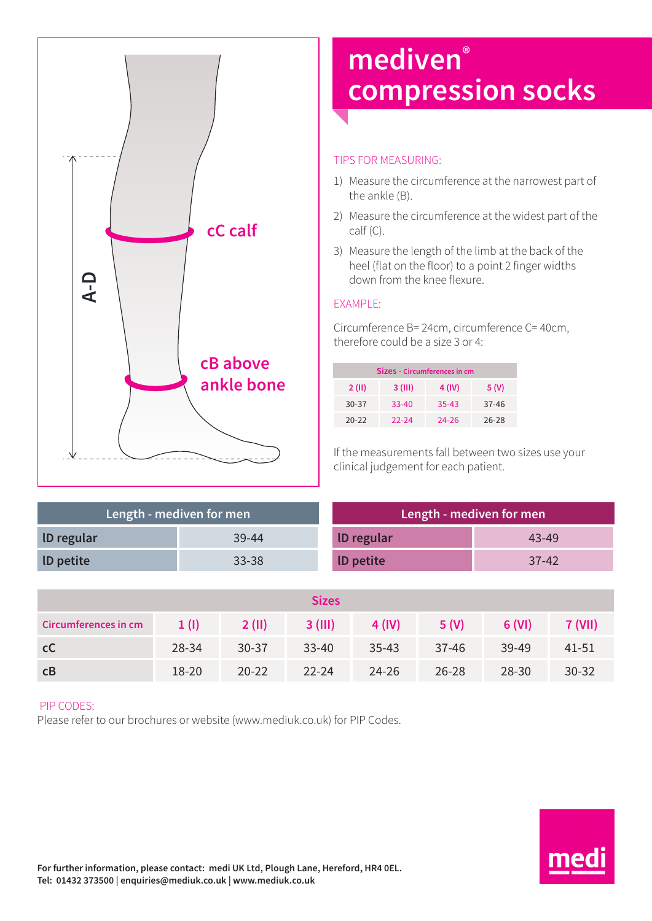cC calf

A-D

cB above ankle bone

# mediven® compression socks

TIPS FOR MEASURING:

1) Measure the circumference at the narrowest part of the ankle (B).
2) Measure the circumference at the widest part of the calf (C).
3) Measure the length of the limb at the back of the heel (flat on the floor) to a point 2 finger widths down from the knee flexure.

EXAMPLE:

Circumference B= 24cm, circumference C= 40cm, therefore could be a size 3 or 4:

| Sizes - Circumferences in cm | | | |
|---|---|---|---|
| 2 (II) | 3 (III) | 4 (IV) | 5 (V) |
| 30-37 | 33-40 | 35-43 | 37-46 |
| 20-22 | 22-24 | 24-26 | 26-28 |

If the measurements fall between two sizes use your clinical judgement for each patient.

| Length - mediven for men | |
|---|---|
| lD regular | 39-44 |
| lD petite | 33-38 |

| Length - mediven for men | |
|---|---|
| lD regular | 43-49 |
| lD petite | 37-42 |

| Sizes | | | | | | | |
|---|---|---|---|---|---|---|---|
| Circumferences in cm | 1 (I) | 2 (II) | 3 (III) | 4 (IV) | 5 (V) | 6 (VI) | 7 (VII) |
| cC | 28-34 | 30-37 | 33-40 | 35-43 | 37-46 | 39-49 | 41-51 |
| cB | 18-20 | 20-22 | 22-24 | 24-26 | 26-28 | 28-30 | 30-32 |

PIP CODES:

Please refer to our brochures or website (www.mediuk.co.uk) for PIP Codes.

**For further information, please contact: medi UK Ltd, Plough Lane, Hereford, HR4 0EL.**
**Tel: 01432 373500 | enquiries@mediuk.co.uk | www.mediuk.co.uk**

medi